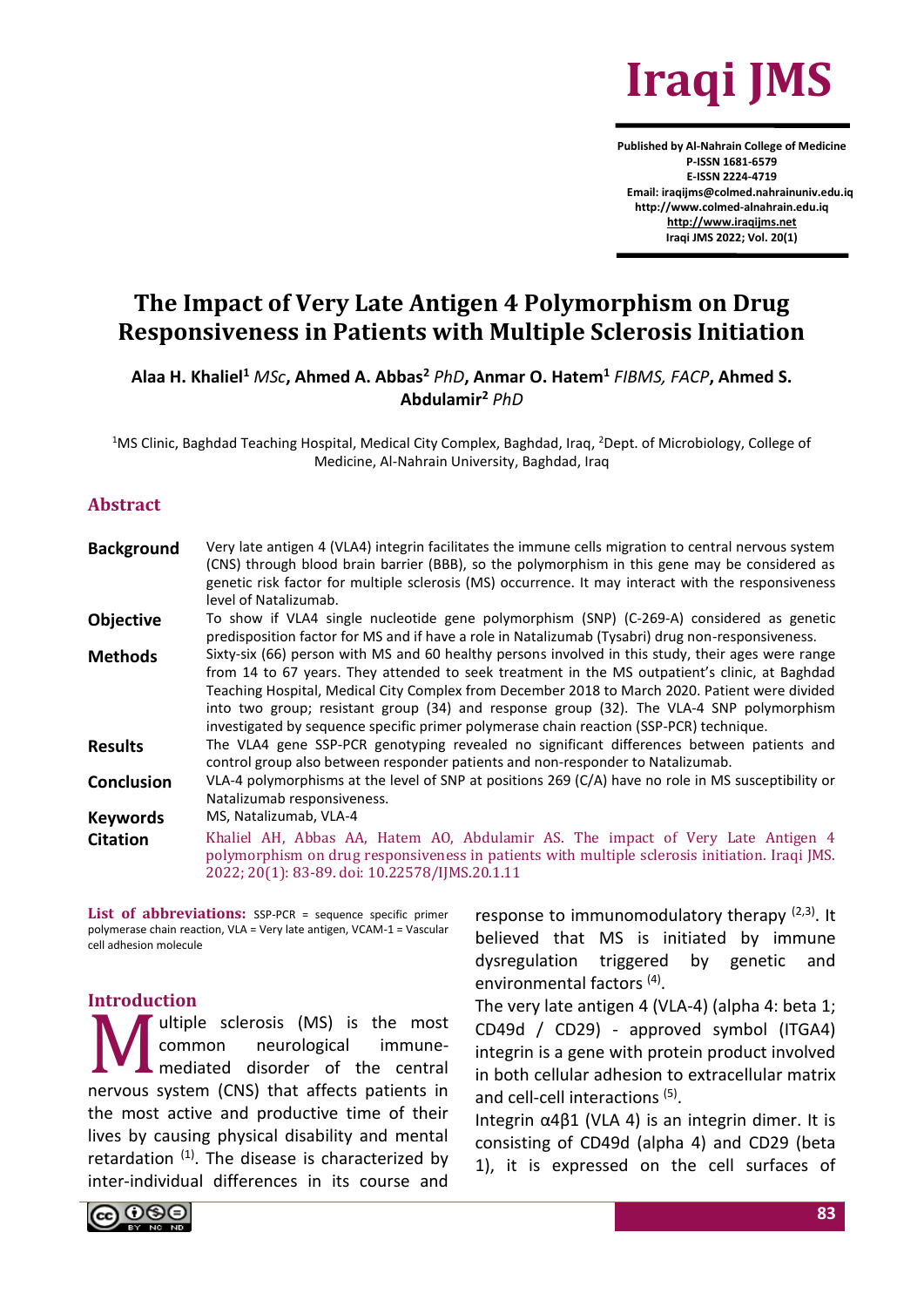# The Impact of Very Late Antigen 4 Polymorphism on Drug Responsiveness in Patients with Multiple Sclerosis Initiation

**Alaa H. Khaliel**[1] *MSc*, **Ahmed A. Abbas**[2] *PhD*, **Anmar O. Hatem**[1] *FIBMS, FACP*, **Ahmed S. Abdulamir**[2] *PhD*

[1]MS Clinic, Baghdad Teaching Hospital, Medical City Complex, Baghdad, Iraq, [2]Dept. of Microbiology, College of Medicine, Al-Nahrain University, Baghdad, Iraq

## Abstract

**Background** Very late antigen 4 (VLA4) integrin facilitates the immune cells migration to central nervous system (CNS) through blood brain barrier (BBB), so the polymorphism in this gene may be considered as genetic risk factor for multiple sclerosis (MS) occurrence. It may interact with the responsiveness level of Natalizumab.

**Objective** To show if VLA4 single nucleotide gene polymorphism (SNP) (C-269-A) considered as genetic predisposition factor for MS and if have a role in Natalizumab (Tysabri) drug non-responsiveness.

**Methods** Sixty-six (66) person with MS and 60 healthy persons involved in this study, their ages were range from 14 to 67 years. They attended to seek treatment in the MS outpatient's clinic, at Baghdad Teaching Hospital, Medical City Complex from December 2018 to March 2020. Patient were divided into two group; resistant group (34) and response group (32). The VLA-4 SNP polymorphism investigated by sequence specific primer polymerase chain reaction (SSP-PCR) technique.

**Results** The VLA4 gene SSP-PCR genotyping revealed no significant differences between patients and control group also between responder patients and non-responder to Natalizumab.

**Conclusion** VLA-4 polymorphisms at the level of SNP at positions 269 (C/A) have no role in MS susceptibility or Natalizumab responsiveness.

**Keywords** MS, Natalizumab, VLA-4

**Citation** Khaliel AH, Abbas AA, Hatem AO, Abdulamir AS. The impact of Very Late Antigen 4 polymorphism on drug responsiveness in patients with multiple sclerosis initiation. Iraqi JMS. 2022; 20(1): 83-89. doi: 10.22578/IJMS.20.1.11

**List of abbreviations:** SSP-PCR = sequence specific primer polymerase chain reaction, VLA = Very late antigen, VCAM-1 = Vascular cell adhesion molecule

## Introduction

Multiple sclerosis (MS) is the most common neurological immune-mediated disorder of the central nervous system (CNS) that affects patients in the most active and productive time of their lives by causing physical disability and mental retardation [1]. The disease is characterized by inter-individual differences in its course and response to immunomodulatory therapy [2,3]. It believed that MS is initiated by immune dysregulation triggered by genetic and environmental factors [4].

The very late antigen 4 (VLA-4) (alpha 4: beta 1; CD49d / CD29) - approved symbol (ITGA4) integrin is a gene with protein product involved in both cellular adhesion to extracellular matrix and cell-cell interactions [5].

Integrin α4β1 (VLA 4) is an integrin dimer. It is consisting of CD49d (alpha 4) and CD29 (beta 1), it is expressed on the cell surfaces of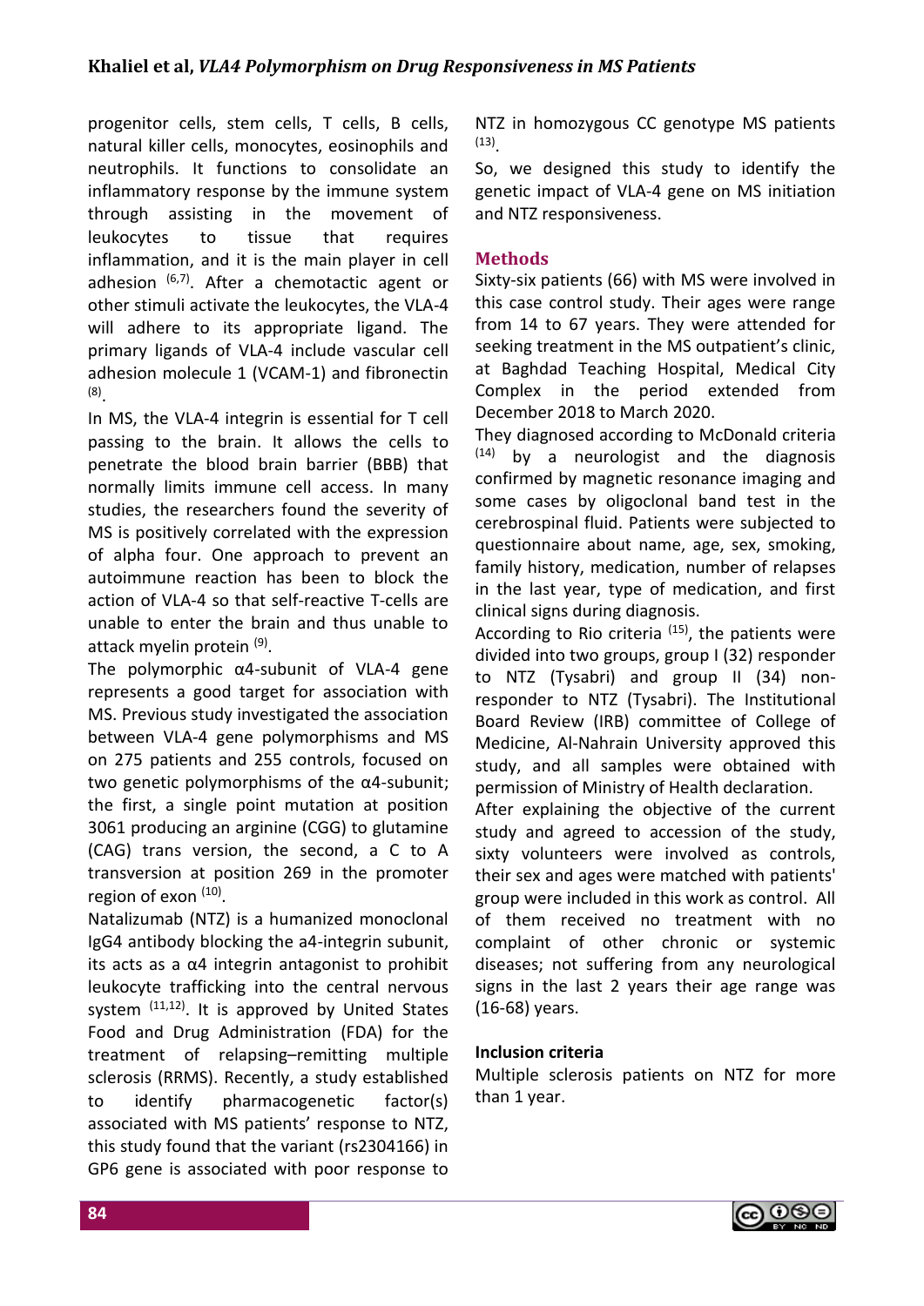progenitor cells, stem cells, T cells, B cells, natural killer cells, monocytes, eosinophils and neutrophils. It functions to consolidate an inflammatory response by the immune system through assisting in the movement of leukocytes to tissue that requires inflammation, and it is the main player in cell adhesion [6,7]. After a chemotactic agent or other stimuli activate the leukocytes, the VLA-4 will adhere to its appropriate ligand. The primary ligands of VLA-4 include vascular cell adhesion molecule 1 (VCAM-1) and fibronectin [8].

In MS, the VLA-4 integrin is essential for T cell passing to the brain. It allows the cells to penetrate the blood brain barrier (BBB) that normally limits immune cell access. In many studies, the researchers found the severity of MS is positively correlated with the expression of alpha four. One approach to prevent an autoimmune reaction has been to block the action of VLA-4 so that self-reactive T-cells are unable to enter the brain and thus unable to attack myelin protein [9].

The polymorphic α4-subunit of VLA-4 gene represents a good target for association with MS. Previous study investigated the association between VLA-4 gene polymorphisms and MS on 275 patients and 255 controls, focused on two genetic polymorphisms of the α4-subunit; the first, a single point mutation at position 3061 producing an arginine (CGG) to glutamine (CAG) trans version, the second, a C to A transversion at position 269 in the promoter region of exon [10].

Natalizumab (NTZ) is a humanized monoclonal IgG4 antibody blocking the a4-integrin subunit, its acts as a α4 integrin antagonist to prohibit leukocyte trafficking into the central nervous system [11,12]. It is approved by United States Food and Drug Administration (FDA) for the treatment of relapsing–remitting multiple sclerosis (RRMS). Recently, a study established to identify pharmacogenetic factor(s) associated with MS patients' response to NTZ, this study found that the variant (rs2304166) in GP6 gene is associated with poor response to NTZ in homozygous CC genotype MS patients [13].

So, we designed this study to identify the genetic impact of VLA-4 gene on MS initiation and NTZ responsiveness.

## Methods

Sixty-six patients (66) with MS were involved in this case control study. Their ages were range from 14 to 67 years. They were attended for seeking treatment in the MS outpatient's clinic, at Baghdad Teaching Hospital, Medical City Complex in the period extended from December 2018 to March 2020.

They diagnosed according to McDonald criteria [14] by a neurologist and the diagnosis confirmed by magnetic resonance imaging and some cases by oligoclonal band test in the cerebrospinal fluid. Patients were subjected to questionnaire about name, age, sex, smoking, family history, medication, number of relapses in the last year, type of medication, and first clinical signs during diagnosis.

According to Rio criteria [15], the patients were divided into two groups, group I (32) responder to NTZ (Tysabri) and group II (34) non-responder to NTZ (Tysabri). The Institutional Board Review (IRB) committee of College of Medicine, Al-Nahrain University approved this study, and all samples were obtained with permission of Ministry of Health declaration.

After explaining the objective of the current study and agreed to accession of the study, sixty volunteers were involved as controls, their sex and ages were matched with patients' group were included in this work as control. All of them received no treatment with no complaint of other chronic or systemic diseases; not suffering from any neurological signs in the last 2 years their age range was (16-68) years.

### Inclusion criteria

Multiple sclerosis patients on NTZ for more than 1 year.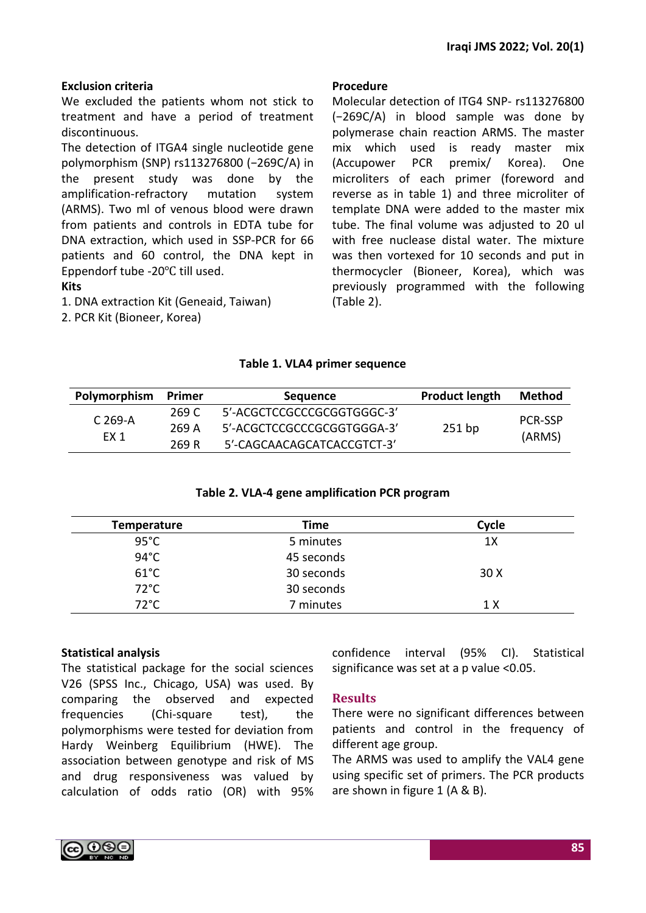**Exclusion criteria**

We excluded the patients whom not stick to treatment and have a period of treatment discontinuous.

The detection of ITGA4 single nucleotide gene polymorphism (SNP) rs113276800 (−269C/A) in the present study was done by the amplification-refractory mutation system (ARMS). Two ml of venous blood were drawn from patients and controls in EDTA tube for DNA extraction, which used in SSP-PCR for 66 patients and 60 control, the DNA kept in Eppendorf tube -20°C till used.

**Kits**

1. DNA extraction Kit (Geneaid, Taiwan)
2. PCR Kit (Bioneer, Korea)

**Procedure**

Molecular detection of ITG4 SNP- rs113276800 (−269C/A) in blood sample was done by polymerase chain reaction ARMS. The master mix which used is ready master mix (Accupower PCR premix/ Korea). One microliters of each primer (foreword and reverse as in table 1) and three microliter of template DNA were added to the master mix tube. The final volume was adjusted to 20 ul with free nuclease distal water. The mixture was then vortexed for 10 seconds and put in thermocycler (Bioneer, Korea), which was previously programmed with the following (Table 2).

**Table 1. VLA4 primer sequence**

| Polymorphism | Primer | Sequence | Product length | Method |
|---|---|---|---|---|
| C 269-A EX 1 | 269 C | 5'-ACGCTCCGCCCGCGGTGGGC-3' | 251 bp | PCR-SSP (ARMS) |
| | 269 A | 5'-ACGCTCCGCCCGCGGTGGGA-3' | | |
| | 269 R | 5'-CAGCAACAGCATCACCGTCT-3' | | |

**Table 2. VLA-4 gene amplification PCR program**

| Temperature | Time | Cycle |
|---|---|---|
| 95°C | 5 minutes | 1X |
| 94°C | 45 seconds | 30 X |
| 61°C | 30 seconds | |
| 72°C | 30 seconds | |
| 72°C | 7 minutes | 1 X |

**Statistical analysis**

The statistical package for the social sciences V26 (SPSS Inc., Chicago, USA) was used. By comparing the observed and expected frequencies (Chi-square test), the polymorphisms were tested for deviation from Hardy Weinberg Equilibrium (HWE). The association between genotype and risk of MS and drug responsiveness was valued by calculation of odds ratio (OR) with 95% confidence interval (95% CI). Statistical significance was set at a p value <0.05.

## Results

There were no significant differences between patients and control in the frequency of different age group.

The ARMS was used to amplify the VAL4 gene using specific set of primers. The PCR products are shown in figure 1 (A & B).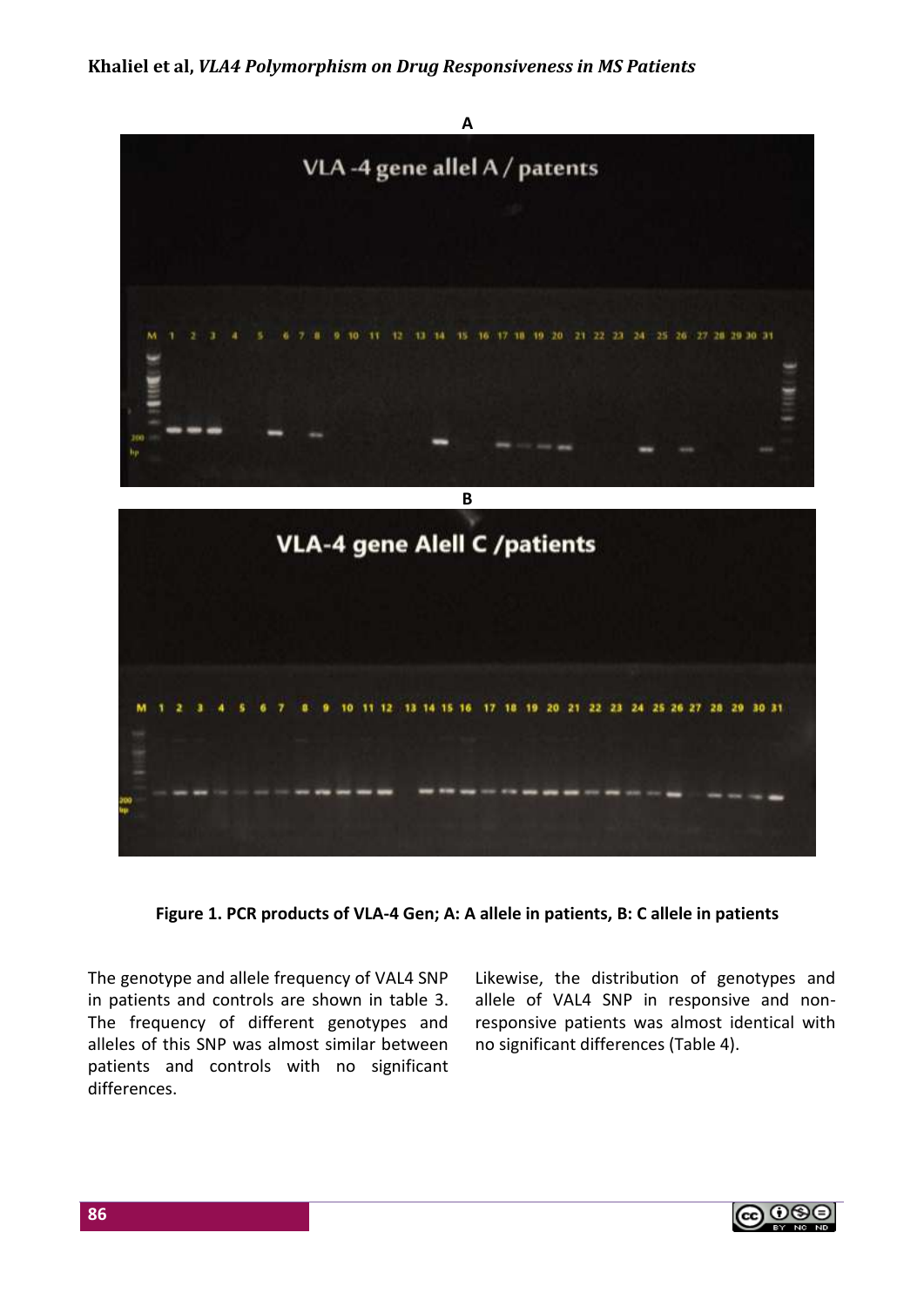**A**

**B**

**Figure 1. PCR products of VLA-4 Gen; A: A allele in patients, B: C allele in patients**

The genotype and allele frequency of VAL4 SNP in patients and controls are shown in table 3. The frequency of different genotypes and alleles of this SNP was almost similar between patients and controls with no significant differences.

Likewise, the distribution of genotypes and allele of VAL4 SNP in responsive and non-responsive patients was almost identical with no significant differences (Table 4).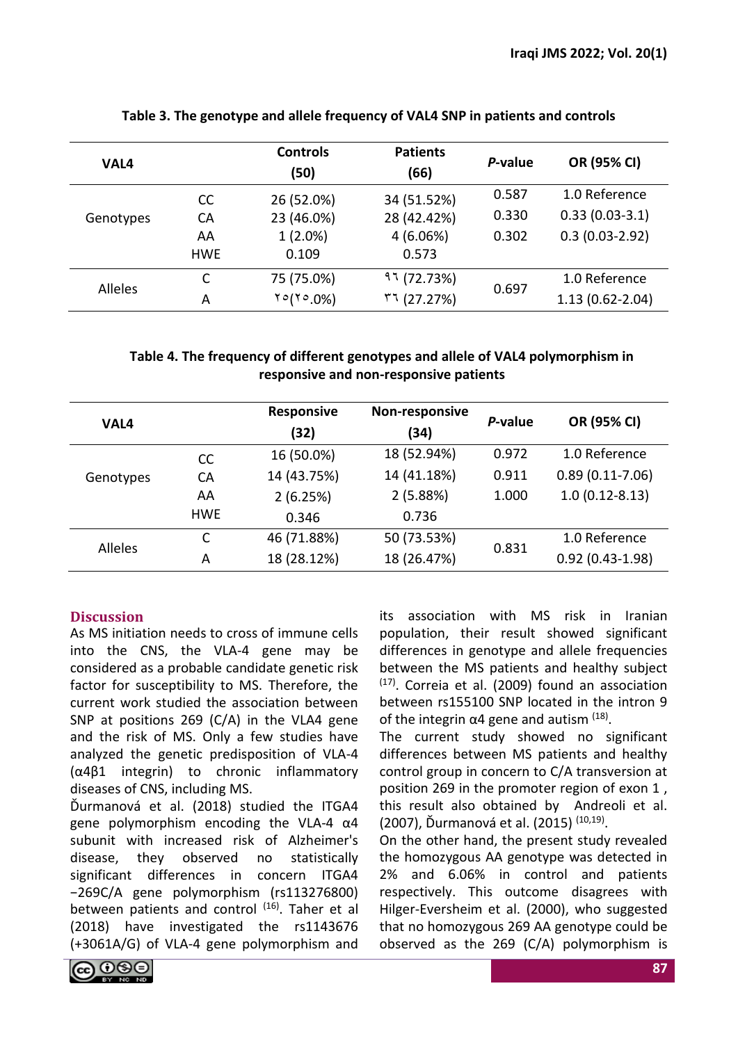**Table 3. The genotype and allele frequency of VAL4 SNP in patients and controls**

| VAL4 | | Controls (50) | Patients (66) | *P*-value | OR (95% CI) |
|---|---|---|---|---|---|
| Genotypes | CC | 26 (52.0%) | 34 (51.52%) | 0.587 | 1.0 Reference |
| | CA | 23 (46.0%) | 28 (42.42%) | 0.330 | 0.33 (0.03-3.1) |
| | AA | 1 (2.0%) | 4 (6.06%) | 0.302 | 0.3 (0.03-2.92) |
| | HWE | 0.109 | 0.573 | | |
| Alleles | C | 75 (75.0%) | ٩٦ (72.73%) | 0.697 | 1.0 Reference |
| | A | ٢٥(٢٥.0%) | ٣٦ (27.27%) | | 1.13 (0.62-2.04) |

**Table 4. The frequency of different genotypes and allele of VAL4 polymorphism in responsive and non-responsive patients**

| VAL4 | | Responsive (32) | Non-responsive (34) | *P*-value | OR (95% CI) |
|---|---|---|---|---|---|
| Genotypes | CC | 16 (50.0%) | 18 (52.94%) | 0.972 | 1.0 Reference |
| | CA | 14 (43.75%) | 14 (41.18%) | 0.911 | 0.89 (0.11-7.06) |
| | AA | 2 (6.25%) | 2 (5.88%) | 1.000 | 1.0 (0.12-8.13) |
| | HWE | 0.346 | 0.736 | | |
| Alleles | C | 46 (71.88%) | 50 (73.53%) | 0.831 | 1.0 Reference |
| | A | 18 (28.12%) | 18 (26.47%) | | 0.92 (0.43-1.98) |

## Discussion

As MS initiation needs to cross of immune cells into the CNS, the VLA-4 gene may be considered as a probable candidate genetic risk factor for susceptibility to MS. Therefore, the current work studied the association between SNP at positions 269 (C/A) in the VLA4 gene and the risk of MS. Only a few studies have analyzed the genetic predisposition of VLA-4 (α4β1 integrin) to chronic inflammatory diseases of CNS, including MS.

Ďurmanová et al. (2018) studied the ITGA4 gene polymorphism encoding the VLA-4 α4 subunit with increased risk of Alzheimer's disease, they observed no statistically significant differences in concern ITGA4 −269C/A gene polymorphism (rs113276800) between patients and control [16]. Taher et al (2018) have investigated the rs1143676 (+3061A/G) of VLA-4 gene polymorphism and its association with MS risk in Iranian population, their result showed significant differences in genotype and allele frequencies between the MS patients and healthy subject [17]. Correia et al. (2009) found an association between rs155100 SNP located in the intron 9 of the integrin α4 gene and autism [18].

The current study showed no significant differences between MS patients and healthy control group in concern to C/A transversion at position 269 in the promoter region of exon 1 , this result also obtained by Andreoli et al. (2007), Ďurmanová et al. (2015) [10,19].

On the other hand, the present study revealed the homozygous AA genotype was detected in 2% and 6.06% in control and patients respectively. This outcome disagrees with Hilger-Eversheim et al. (2000), who suggested that no homozygous 269 AA genotype could be observed as the 269 (C/A) polymorphism is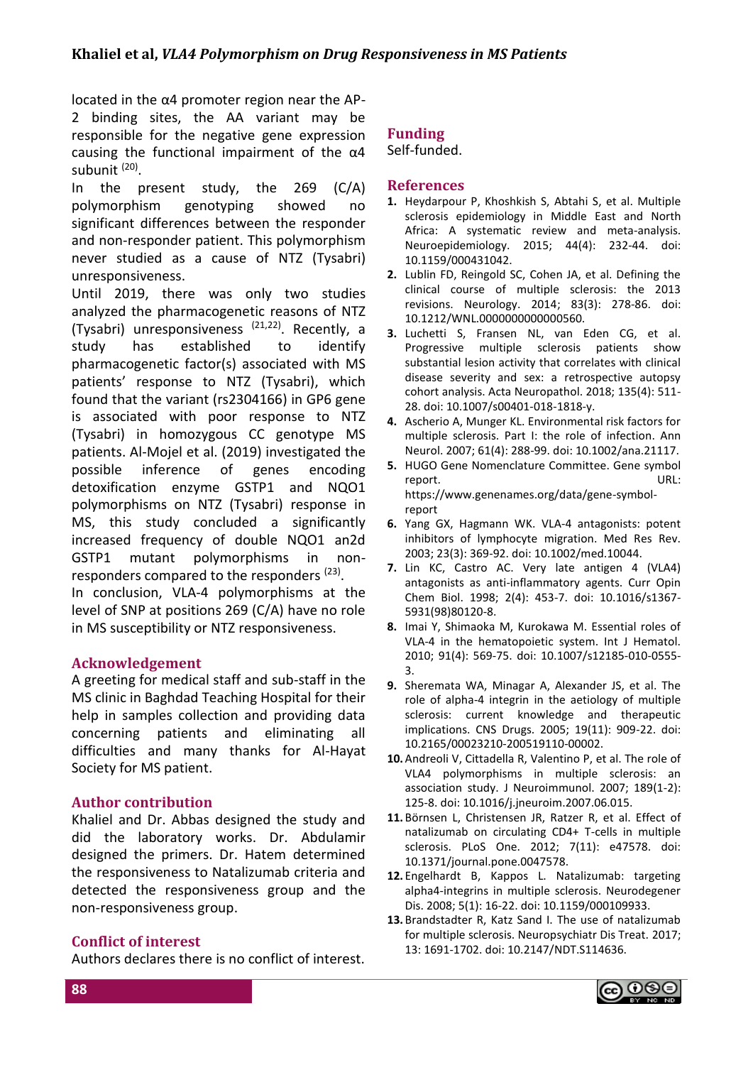located in the α4 promoter region near the AP-2 binding sites, the AA variant may be responsible for the negative gene expression causing the functional impairment of the α4 subunit [20].

In the present study, the 269 (C/A) polymorphism genotyping showed no significant differences between the responder and non-responder patient. This polymorphism never studied as a cause of NTZ (Tysabri) unresponsiveness.

Until 2019, there was only two studies analyzed the pharmacogenetic reasons of NTZ (Tysabri) unresponsiveness [21,22]. Recently, a study has established to identify pharmacogenetic factor(s) associated with MS patients' response to NTZ (Tysabri), which found that the variant (rs2304166) in GP6 gene is associated with poor response to NTZ (Tysabri) in homozygous CC genotype MS patients. Al-Mojel et al. (2019) investigated the possible inference of genes encoding detoxification enzyme GSTP1 and NQO1 polymorphisms on NTZ (Tysabri) response in MS, this study concluded a significantly increased frequency of double NQO1 an2d GSTP1 mutant polymorphisms in non-responders compared to the responders [23].

In conclusion, VLA-4 polymorphisms at the level of SNP at positions 269 (C/A) have no role in MS susceptibility or NTZ responsiveness.

## Acknowledgement

A greeting for medical staff and sub-staff in the MS clinic in Baghdad Teaching Hospital for their help in samples collection and providing data concerning patients and eliminating all difficulties and many thanks for Al-Hayat Society for MS patient.

## Author contribution

Khaliel and Dr. Abbas designed the study and did the laboratory works. Dr. Abdulamir designed the primers. Dr. Hatem determined the responsiveness to Natalizumab criteria and detected the responsiveness group and the non-responsiveness group.

## Conflict of interest

Authors declares there is no conflict of interest.

## Funding

Self-funded.

## References

1. Heydarpour P, Khoshkish S, Abtahi S, et al. Multiple sclerosis epidemiology in Middle East and North Africa: A systematic review and meta-analysis. Neuroepidemiology. 2015; 44(4): 232-44. doi: 10.1159/000431042.
2. Lublin FD, Reingold SC, Cohen JA, et al. Defining the clinical course of multiple sclerosis: the 2013 revisions. Neurology. 2014; 83(3): 278-86. doi: 10.1212/WNL.0000000000000560.
3. Luchetti S, Fransen NL, van Eden CG, et al. Progressive multiple sclerosis patients show substantial lesion activity that correlates with clinical disease severity and sex: a retrospective autopsy cohort analysis. Acta Neuropathol. 2018; 135(4): 511-28. doi: 10.1007/s00401-018-1818-y.
4. Ascherio A, Munger KL. Environmental risk factors for multiple sclerosis. Part I: the role of infection. Ann Neurol. 2007; 61(4): 288-99. doi: 10.1002/ana.21117.
5. HUGO Gene Nomenclature Committee. Gene symbol report. URL: https://www.genenames.org/data/gene-symbol-report
6. Yang GX, Hagmann WK. VLA-4 antagonists: potent inhibitors of lymphocyte migration. Med Res Rev. 2003; 23(3): 369-92. doi: 10.1002/med.10044.
7. Lin KC, Castro AC. Very late antigen 4 (VLA4) antagonists as anti-inflammatory agents. Curr Opin Chem Biol. 1998; 2(4): 453-7. doi: 10.1016/s1367-5931(98)80120-8.
8. Imai Y, Shimaoka M, Kurokawa M. Essential roles of VLA-4 in the hematopoietic system. Int J Hematol. 2010; 91(4): 569-75. doi: 10.1007/s12185-010-0555-3.
9. Sheremata WA, Minagar A, Alexander JS, et al. The role of alpha-4 integrin in the aetiology of multiple sclerosis: current knowledge and therapeutic implications. CNS Drugs. 2005; 19(11): 909-22. doi: 10.2165/00023210-200519110-00002.
10. Andreoli V, Cittadella R, Valentino P, et al. The role of VLA4 polymorphisms in multiple sclerosis: an association study. J Neuroimmunol. 2007; 189(1-2): 125-8. doi: 10.1016/j.jneuroim.2007.06.015.
11. Börnsen L, Christensen JR, Ratzer R, et al. Effect of natalizumab on circulating CD4+ T-cells in multiple sclerosis. PLoS One. 2012; 7(11): e47578. doi: 10.1371/journal.pone.0047578.
12. Engelhardt B, Kappos L. Natalizumab: targeting alpha4-integrins in multiple sclerosis. Neurodegener Dis. 2008; 5(1): 16-22. doi: 10.1159/000109933.
13. Brandstadter R, Katz Sand I. The use of natalizumab for multiple sclerosis. Neuropsychiatr Dis Treat. 2017; 13: 1691-1702. doi: 10.2147/NDT.S114636.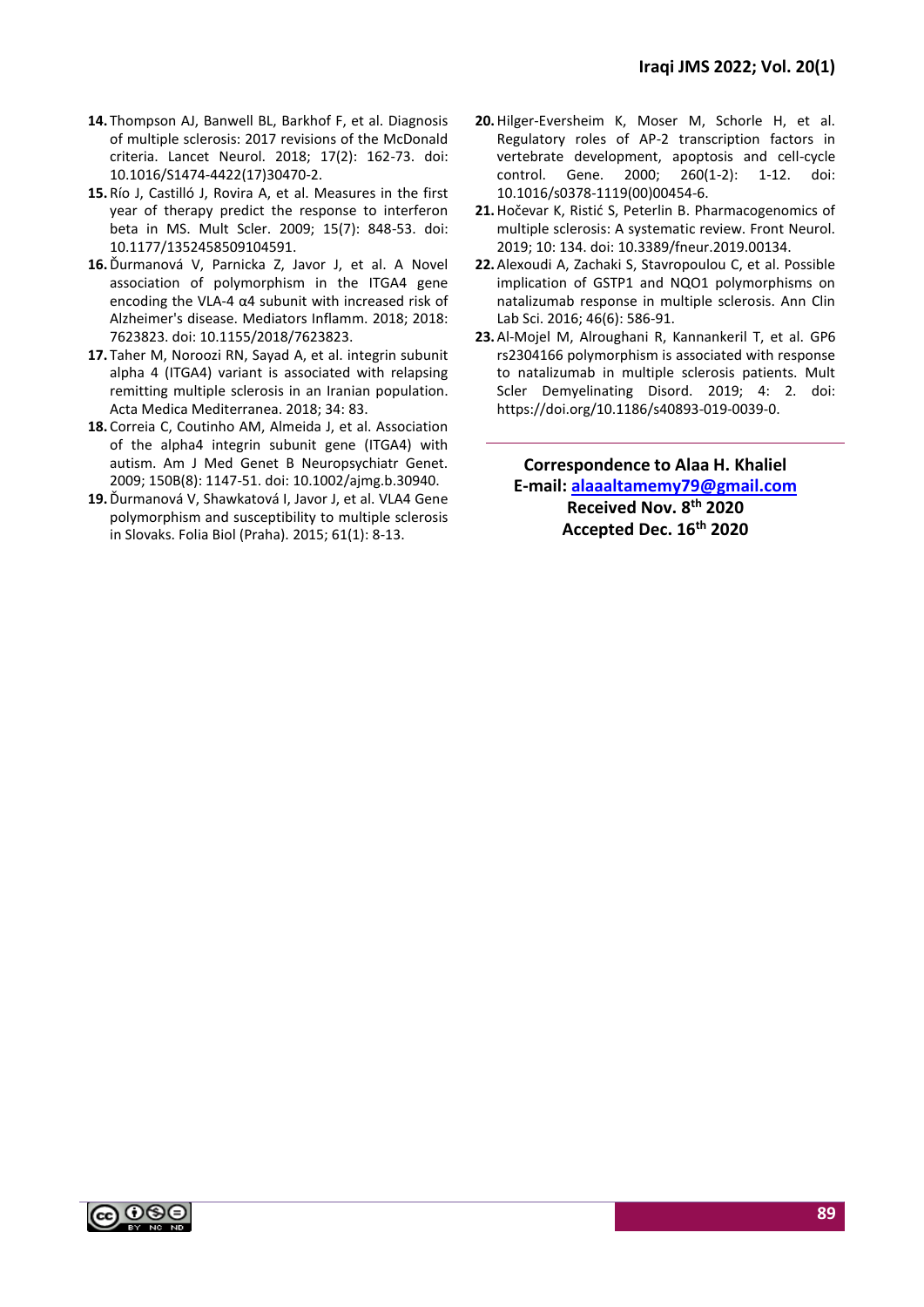14. Thompson AJ, Banwell BL, Barkhof F, et al. Diagnosis of multiple sclerosis: 2017 revisions of the McDonald criteria. Lancet Neurol. 2018; 17(2): 162-73. doi: 10.1016/S1474-4422(17)30470-2.
15. Río J, Castilló J, Rovira A, et al. Measures in the first year of therapy predict the response to interferon beta in MS. Mult Scler. 2009; 15(7): 848-53. doi: 10.1177/1352458509104591.
16. Ďurmanová V, Parnicka Z, Javor J, et al. A Novel association of polymorphism in the ITGA4 gene encoding the VLA-4 α4 subunit with increased risk of Alzheimer's disease. Mediators Inflamm. 2018; 2018: 7623823. doi: 10.1155/2018/7623823.
17. Taher M, Noroozi RN, Sayad A, et al. integrin subunit alpha 4 (ITGA4) variant is associated with relapsing remitting multiple sclerosis in an Iranian population. Acta Medica Mediterranea. 2018; 34: 83.
18. Correia C, Coutinho AM, Almeida J, et al. Association of the alpha4 integrin subunit gene (ITGA4) with autism. Am J Med Genet B Neuropsychiatr Genet. 2009; 150B(8): 1147-51. doi: 10.1002/ajmg.b.30940.
19. Ďurmanová V, Shawkatová I, Javor J, et al. VLA4 Gene polymorphism and susceptibility to multiple sclerosis in Slovaks. Folia Biol (Praha). 2015; 61(1): 8-13.
20. Hilger-Eversheim K, Moser M, Schorle H, et al. Regulatory roles of AP-2 transcription factors in vertebrate development, apoptosis and cell-cycle control. Gene. 2000; 260(1-2): 1-12. doi: 10.1016/s0378-1119(00)00454-6.
21. Hočevar K, Ristić S, Peterlin B. Pharmacogenomics of multiple sclerosis: A systematic review. Front Neurol. 2019; 10: 134. doi: 10.3389/fneur.2019.00134.
22. Alexoudi A, Zachaki S, Stavropoulou C, et al. Possible implication of GSTP1 and NQO1 polymorphisms on natalizumab response in multiple sclerosis. Ann Clin Lab Sci. 2016; 46(6): 586-91.
23. Al-Mojel M, Alroughani R, Kannankeril T, et al. GP6 rs2304166 polymorphism is associated with response to natalizumab in multiple sclerosis patients. Mult Scler Demyelinating Disord. 2019; 4: 2. doi: https://doi.org/10.1186/s40893-019-0039-0.

---

**Correspondence to Alaa H. Khaliel**
**E-mail: alaaaltamemy79@gmail.com**
**Received Nov. 8th 2020**
**Accepted Dec. 16th 2020**